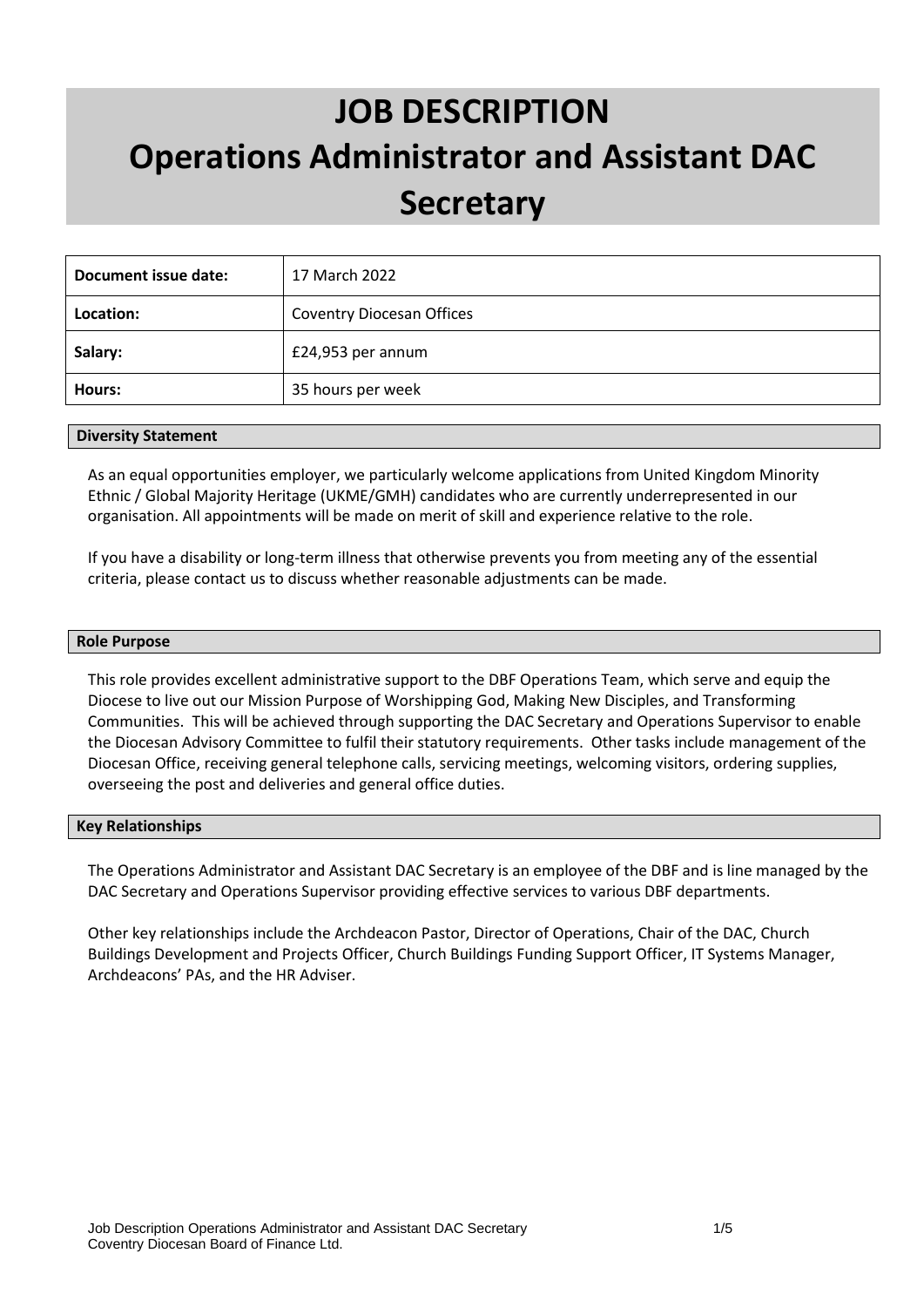# JOB DESCRIPTION
# Operations Administrator and Assistant DAC Secretary

| Document issue date: | 17 March 2022 |
|---|---|
| Location: | Coventry Diocesan Offices |
| Salary: | £24,953 per annum |
| Hours: | 35 hours per week |

## Diversity Statement

As an equal opportunities employer, we particularly welcome applications from United Kingdom Minority Ethnic / Global Majority Heritage (UKME/GMH) candidates who are currently underrepresented in our organisation. All appointments will be made on merit of skill and experience relative to the role.

If you have a disability or long-term illness that otherwise prevents you from meeting any of the essential criteria, please contact us to discuss whether reasonable adjustments can be made.

## Role Purpose

This role provides excellent administrative support to the DBF Operations Team, which serve and equip the Diocese to live out our Mission Purpose of Worshipping God, Making New Disciples, and Transforming Communities. This will be achieved through supporting the DAC Secretary and Operations Supervisor to enable the Diocesan Advisory Committee to fulfil their statutory requirements. Other tasks include management of the Diocesan Office, receiving general telephone calls, servicing meetings, welcoming visitors, ordering supplies, overseeing the post and deliveries and general office duties.

## Key Relationships

The Operations Administrator and Assistant DAC Secretary is an employee of the DBF and is line managed by the DAC Secretary and Operations Supervisor providing effective services to various DBF departments.

Other key relationships include the Archdeacon Pastor, Director of Operations, Chair of the DAC, Church Buildings Development and Projects Officer, Church Buildings Funding Support Officer, IT Systems Manager, Archdeacons' PAs, and the HR Adviser.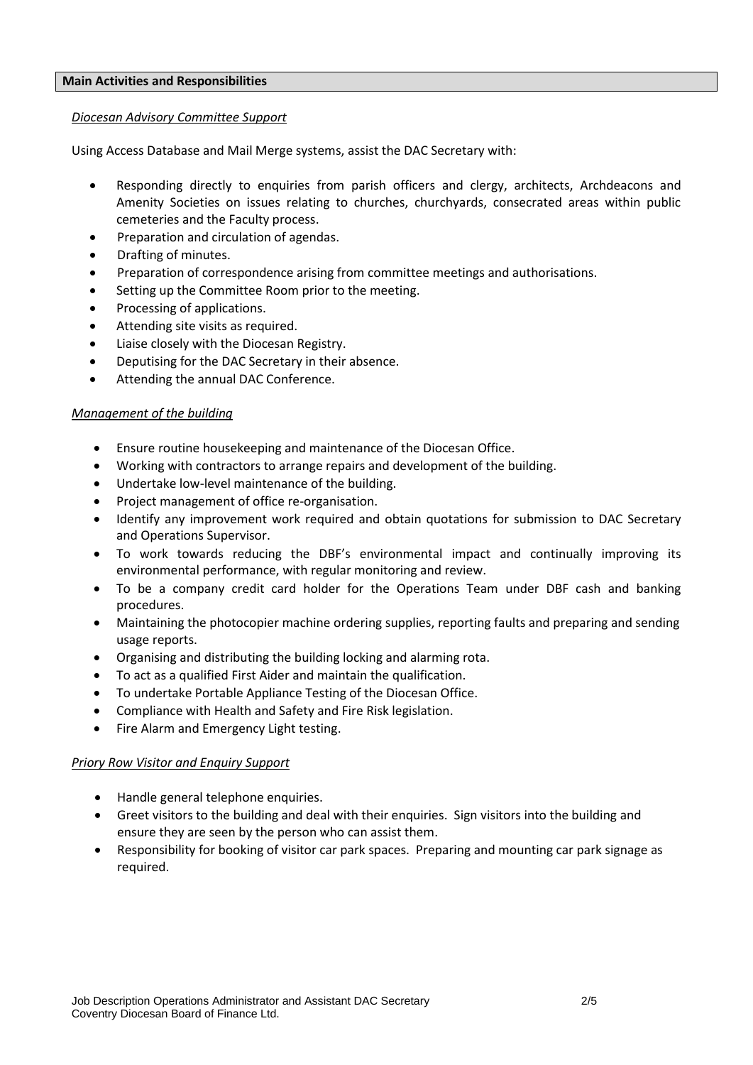## **Main Activities and Responsibilities**

*Diocesan Advisory Committee Support*

Using Access Database and Mail Merge systems, assist the DAC Secretary with:

- Responding directly to enquiries from parish officers and clergy, architects, Archdeacons and Amenity Societies on issues relating to churches, churchyards, consecrated areas within public cemeteries and the Faculty process.
- Preparation and circulation of agendas.
- Drafting of minutes.
- Preparation of correspondence arising from committee meetings and authorisations.
- Setting up the Committee Room prior to the meeting.
- Processing of applications.
- Attending site visits as required.
- Liaise closely with the Diocesan Registry.
- Deputising for the DAC Secretary in their absence.
- Attending the annual DAC Conference.

*Management of the building*

- Ensure routine housekeeping and maintenance of the Diocesan Office.
- Working with contractors to arrange repairs and development of the building.
- Undertake low-level maintenance of the building.
- Project management of office re-organisation.
- Identify any improvement work required and obtain quotations for submission to DAC Secretary and Operations Supervisor.
- To work towards reducing the DBF's environmental impact and continually improving its environmental performance, with regular monitoring and review.
- To be a company credit card holder for the Operations Team under DBF cash and banking procedures.
- Maintaining the photocopier machine ordering supplies, reporting faults and preparing and sending usage reports.
- Organising and distributing the building locking and alarming rota.
- To act as a qualified First Aider and maintain the qualification.
- To undertake Portable Appliance Testing of the Diocesan Office.
- Compliance with Health and Safety and Fire Risk legislation.
- Fire Alarm and Emergency Light testing.

*Priory Row Visitor and Enquiry Support*

- Handle general telephone enquiries.
- Greet visitors to the building and deal with their enquiries. Sign visitors into the building and ensure they are seen by the person who can assist them.
- Responsibility for booking of visitor car park spaces. Preparing and mounting car park signage as required.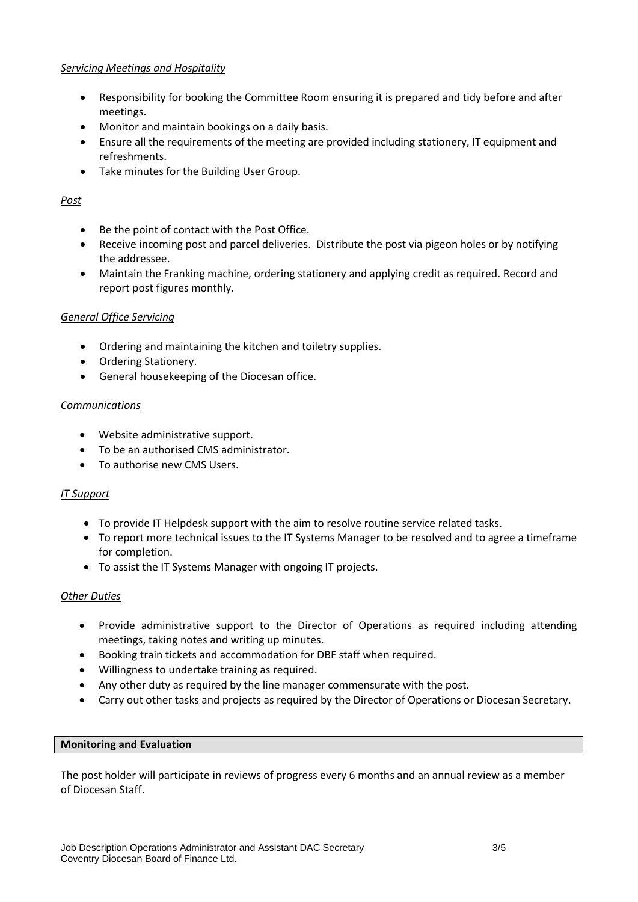*Servicing Meetings and Hospitality*

- Responsibility for booking the Committee Room ensuring it is prepared and tidy before and after meetings.
- Monitor and maintain bookings on a daily basis.
- Ensure all the requirements of the meeting are provided including stationery, IT equipment and refreshments.
- Take minutes for the Building User Group.

*Post*

- Be the point of contact with the Post Office.
- Receive incoming post and parcel deliveries. Distribute the post via pigeon holes or by notifying the addressee.
- Maintain the Franking machine, ordering stationery and applying credit as required. Record and report post figures monthly.

*General Office Servicing*

- Ordering and maintaining the kitchen and toiletry supplies.
- Ordering Stationery.
- General housekeeping of the Diocesan office.

*Communications*

- Website administrative support.
- To be an authorised CMS administrator.
- To authorise new CMS Users.

*IT Support*

- To provide IT Helpdesk support with the aim to resolve routine service related tasks.
- To report more technical issues to the IT Systems Manager to be resolved and to agree a timeframe for completion.
- To assist the IT Systems Manager with ongoing IT projects.

*Other Duties*

- Provide administrative support to the Director of Operations as required including attending meetings, taking notes and writing up minutes.
- Booking train tickets and accommodation for DBF staff when required.
- Willingness to undertake training as required.
- Any other duty as required by the line manager commensurate with the post.
- Carry out other tasks and projects as required by the Director of Operations or Diocesan Secretary.

**Monitoring and Evaluation**

The post holder will participate in reviews of progress every 6 months and an annual review as a member of Diocesan Staff.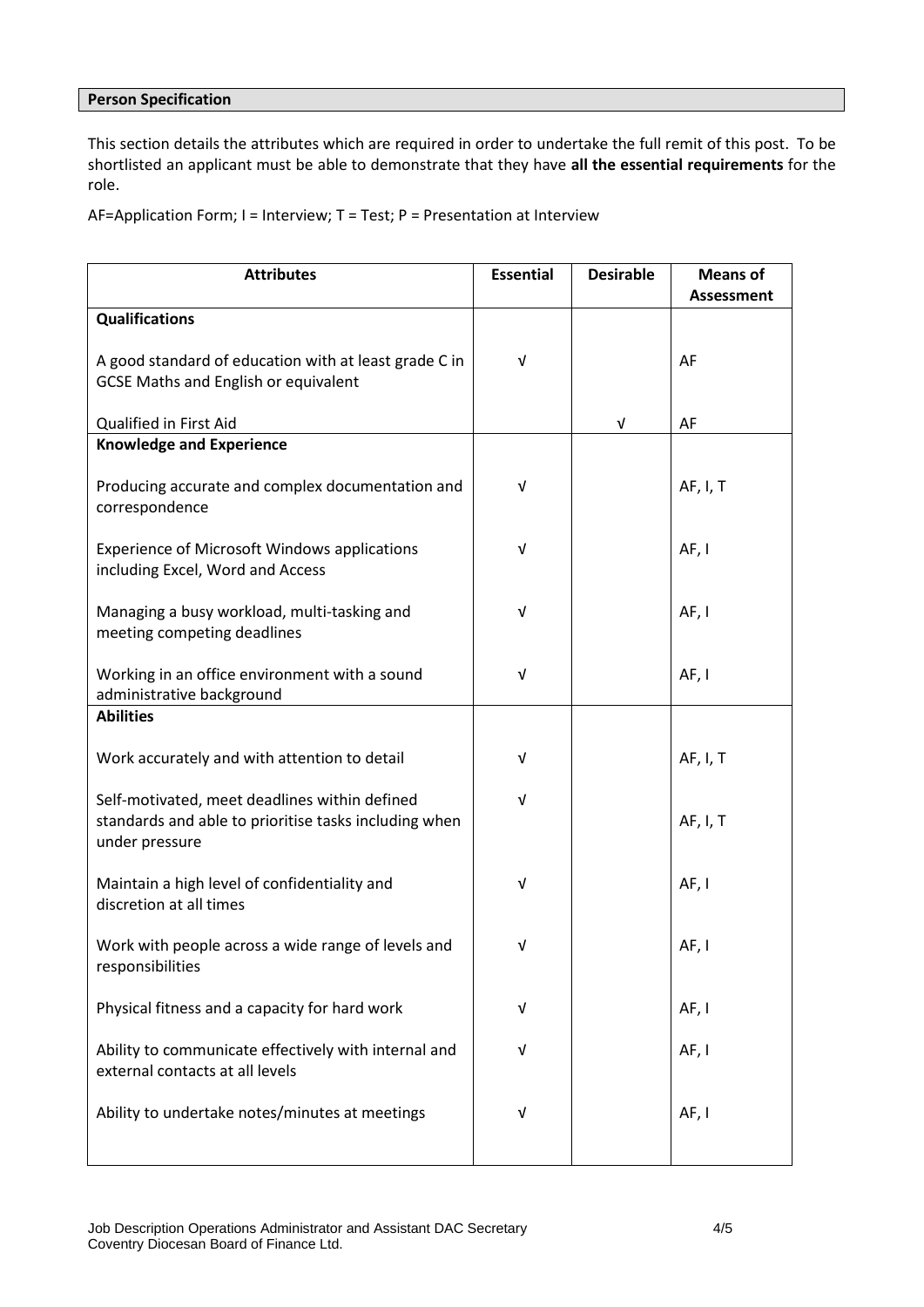## Person Specification

This section details the attributes which are required in order to undertake the full remit of this post. To be shortlisted an applicant must be able to demonstrate that they have **all the essential requirements** for the role.

AF=Application Form; I = Interview; T = Test; P = Presentation at Interview

| Attributes | Essential | Desirable | Means of Assessment |
|---|---|---|---|
| **Qualifications** | | | |
| A good standard of education with at least grade C in GCSE Maths and English or equivalent | √ | | AF |
| Qualified in First Aid | | √ | AF |
| **Knowledge and Experience** | | | |
| Producing accurate and complex documentation and correspondence | √ | | AF, I, T |
| Experience of Microsoft Windows applications including Excel, Word and Access | √ | | AF, I |
| Managing a busy workload, multi-tasking and meeting competing deadlines | √ | | AF, I |
| Working in an office environment with a sound administrative background | √ | | AF, I |
| **Abilities** | | | |
| Work accurately and with attention to detail | √ | | AF, I, T |
| Self-motivated, meet deadlines within defined standards and able to prioritise tasks including when under pressure | √ | | AF, I, T |
| Maintain a high level of confidentiality and discretion at all times | √ | | AF, I |
| Work with people across a wide range of levels and responsibilities | √ | | AF, I |
| Physical fitness and a capacity for hard work | √ | | AF, I |
| Ability to communicate effectively with internal and external contacts at all levels | √ | | AF, I |
| Ability to undertake notes/minutes at meetings | √ | | AF, I |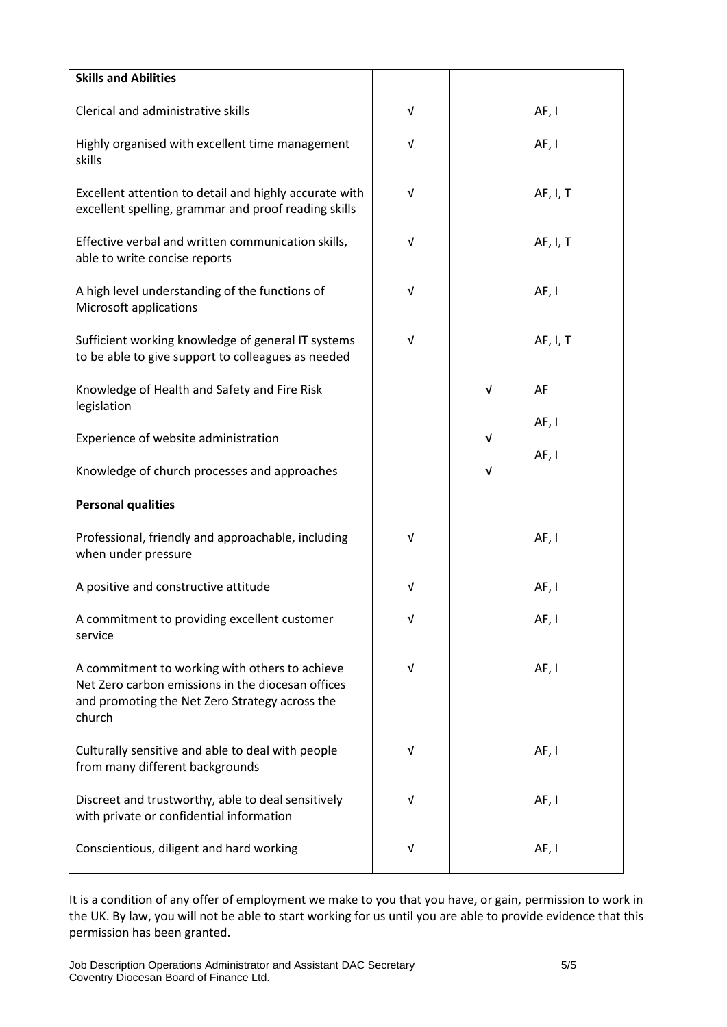| | | | |
|---|---|---|---|
| **Skills and Abilities** | | | |
| Clerical and administrative skills | √ | | AF, I |
| Highly organised with excellent time management skills | √ | | AF, I |
| Excellent attention to detail and highly accurate with excellent spelling, grammar and proof reading skills | √ | | AF, I, T |
| Effective verbal and written communication skills, able to write concise reports | √ | | AF, I, T |
| A high level understanding of the functions of Microsoft applications | √ | | AF, I |
| Sufficient working knowledge of general IT systems to be able to give support to colleagues as needed | √ | | AF, I, T |
| Knowledge of Health and Safety and Fire Risk legislation | | √ | AF |
| Experience of website administration | | √ | AF, I |
| Knowledge of church processes and approaches | | √ | AF, I |
| **Personal qualities** | | | |
| Professional, friendly and approachable, including when under pressure | √ | | AF, I |
| A positive and constructive attitude | √ | | AF, I |
| A commitment to providing excellent customer service | √ | | AF, I |
| A commitment to working with others to achieve Net Zero carbon emissions in the diocesan offices and promoting the Net Zero Strategy across the church | √ | | AF, I |
| Culturally sensitive and able to deal with people from many different backgrounds | √ | | AF, I |
| Discreet and trustworthy, able to deal sensitively with private or confidential information | √ | | AF, I |
| Conscientious, diligent and hard working | √ | | AF, I |

It is a condition of any offer of employment we make to you that you have, or gain, permission to work in the UK. By law, you will not be able to start working for us until you are able to provide evidence that this permission has been granted.